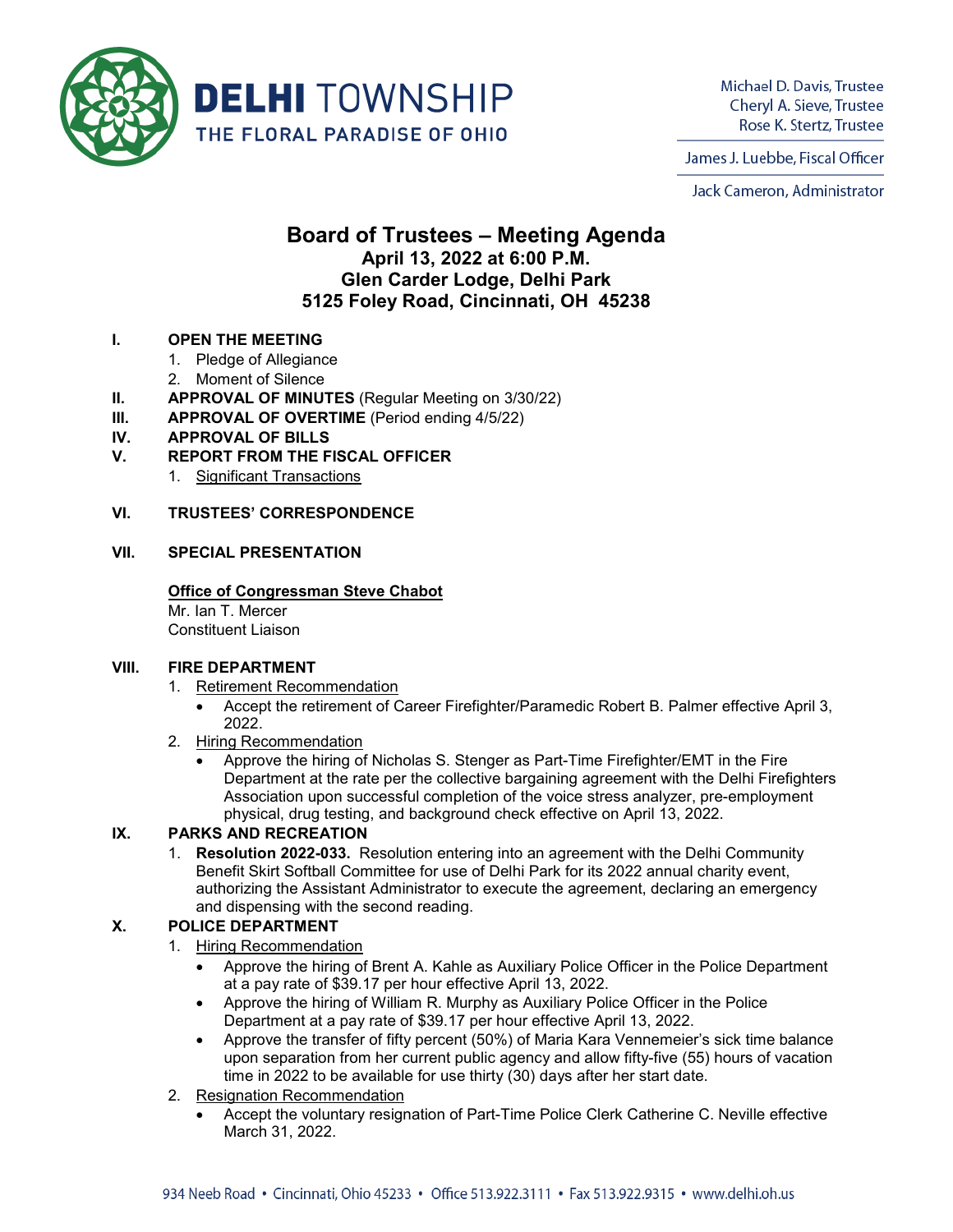**DELHI TOWNSHIP**
THE FLORAL PARADISE OF OHIO

Michael D. Davis, Trustee
Cheryl A. Sieve, Trustee
Rose K. Stertz, Trustee

James J. Luebbe, Fiscal Officer

Jack Cameron, Administrator

# Board of Trustees – Meeting Agenda
## April 13, 2022 at 6:00 P.M.
## Glen Carder Lodge, Delhi Park
## 5125 Foley Road, Cincinnati, OH 45238

**I. OPEN THE MEETING**
1. Pledge of Allegiance
2. Moment of Silence

**II. APPROVAL OF MINUTES** (Regular Meeting on 3/30/22)

**III. APPROVAL OF OVERTIME** (Period ending 4/5/22)

**IV. APPROVAL OF BILLS**

**V. REPORT FROM THE FISCAL OFFICER**
1. Significant Transactions

**VI. TRUSTEES' CORRESPONDENCE**

**VII. SPECIAL PRESENTATION**

**Office of Congressman Steve Chabot**
Mr. Ian T. Mercer
Constituent Liaison

**VIII. FIRE DEPARTMENT**
1. Retirement Recommendation
   - Accept the retirement of Career Firefighter/Paramedic Robert B. Palmer effective April 3, 2022.
2. Hiring Recommendation
   - Approve the hiring of Nicholas S. Stenger as Part-Time Firefighter/EMT in the Fire Department at the rate per the collective bargaining agreement with the Delhi Firefighters Association upon successful completion of the voice stress analyzer, pre-employment physical, drug testing, and background check effective on April 13, 2022.

**IX. PARKS AND RECREATION**
1. **Resolution 2022-033.** Resolution entering into an agreement with the Delhi Community Benefit Skirt Softball Committee for use of Delhi Park for its 2022 annual charity event, authorizing the Assistant Administrator to execute the agreement, declaring an emergency and dispensing with the second reading.

**X. POLICE DEPARTMENT**
1. Hiring Recommendation
   - Approve the hiring of Brent A. Kahle as Auxiliary Police Officer in the Police Department at a pay rate of $39.17 per hour effective April 13, 2022.
   - Approve the hiring of William R. Murphy as Auxiliary Police Officer in the Police Department at a pay rate of $39.17 per hour effective April 13, 2022.
   - Approve the transfer of fifty percent (50%) of Maria Kara Vennemeier's sick time balance upon separation from her current public agency and allow fifty-five (55) hours of vacation time in 2022 to be available for use thirty (30) days after her start date.
2. Resignation Recommendation
   - Accept the voluntary resignation of Part-Time Police Clerk Catherine C. Neville effective March 31, 2022.

934 Neeb Road • Cincinnati, Ohio 45233 • Office 513.922.3111 • Fax 513.922.9315 • www.delhi.oh.us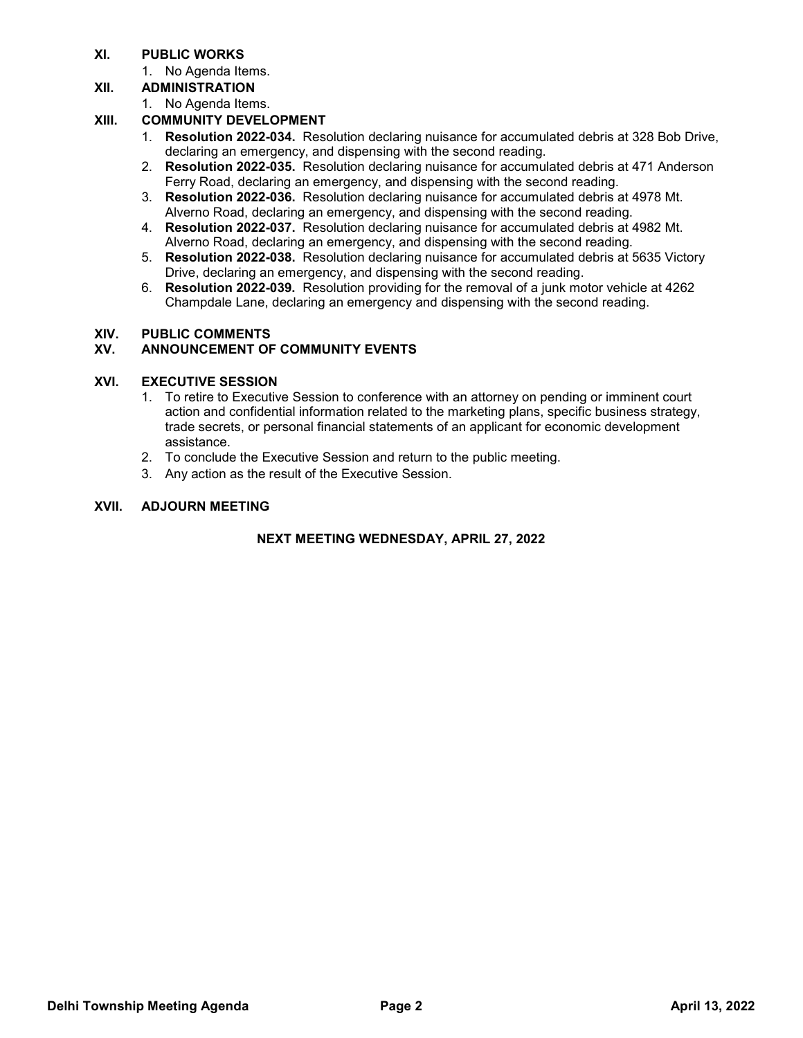## XI. PUBLIC WORKS

1. No Agenda Items.

## XII. ADMINISTRATION

1. No Agenda Items.

## XIII. COMMUNITY DEVELOPMENT

1. **Resolution 2022-034.** Resolution declaring nuisance for accumulated debris at 328 Bob Drive, declaring an emergency, and dispensing with the second reading.
2. **Resolution 2022-035.** Resolution declaring nuisance for accumulated debris at 471 Anderson Ferry Road, declaring an emergency, and dispensing with the second reading.
3. **Resolution 2022-036.** Resolution declaring nuisance for accumulated debris at 4978 Mt. Alverno Road, declaring an emergency, and dispensing with the second reading.
4. **Resolution 2022-037.** Resolution declaring nuisance for accumulated debris at 4982 Mt. Alverno Road, declaring an emergency, and dispensing with the second reading.
5. **Resolution 2022-038.** Resolution declaring nuisance for accumulated debris at 5635 Victory Drive, declaring an emergency, and dispensing with the second reading.
6. **Resolution 2022-039.** Resolution providing for the removal of a junk motor vehicle at 4262 Champdale Lane, declaring an emergency and dispensing with the second reading.

## XIV. PUBLIC COMMENTS

## XV. ANNOUNCEMENT OF COMMUNITY EVENTS

## XVI. EXECUTIVE SESSION

1. To retire to Executive Session to conference with an attorney on pending or imminent court action and confidential information related to the marketing plans, specific business strategy, trade secrets, or personal financial statements of an applicant for economic development assistance.
2. To conclude the Executive Session and return to the public meeting.
3. Any action as the result of the Executive Session.

## XVII. ADJOURN MEETING

**NEXT MEETING WEDNESDAY, APRIL 27, 2022**